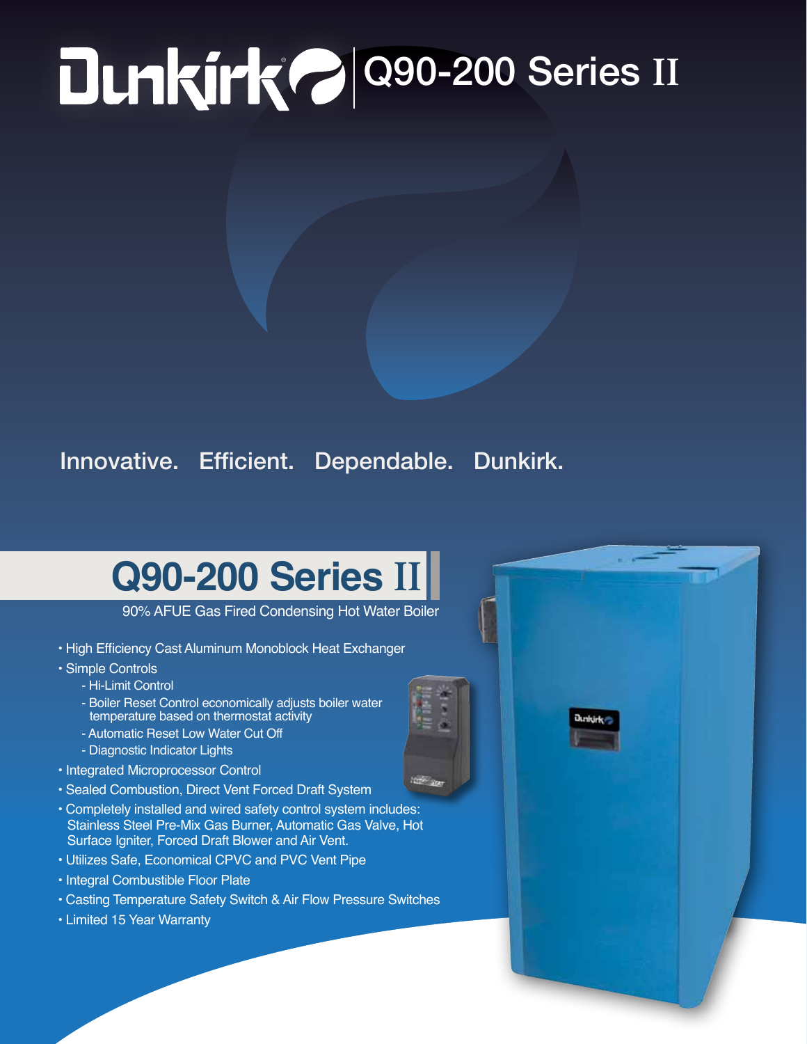# Dunkirk | Q90-200 Series II

Innovative. Efficient. Dependable. Dunkirk.

## Q90-200 Series II

90% AFUE Gas Fired Condensing Hot Water Boiler

- High Efficiency Cast Aluminum Monoblock Heat Exchanger
- Simple Controls
  - Hi-Limit Control
  - Boiler Reset Control economically adjusts boiler water temperature based on thermostat activity
  - Automatic Reset Low Water Cut Off
  - Diagnostic Indicator Lights
- Integrated Microprocessor Control
- Sealed Combustion, Direct Vent Forced Draft System
- Completely installed and wired safety control system includes: Stainless Steel Pre-Mix Gas Burner, Automatic Gas Valve, Hot Surface Igniter, Forced Draft Blower and Air Vent.
- Utilizes Safe, Economical CPVC and PVC Vent Pipe
- Integral Combustible Floor Plate
- Casting Temperature Safety Switch & Air Flow Pressure Switches
- Limited 15 Year Warranty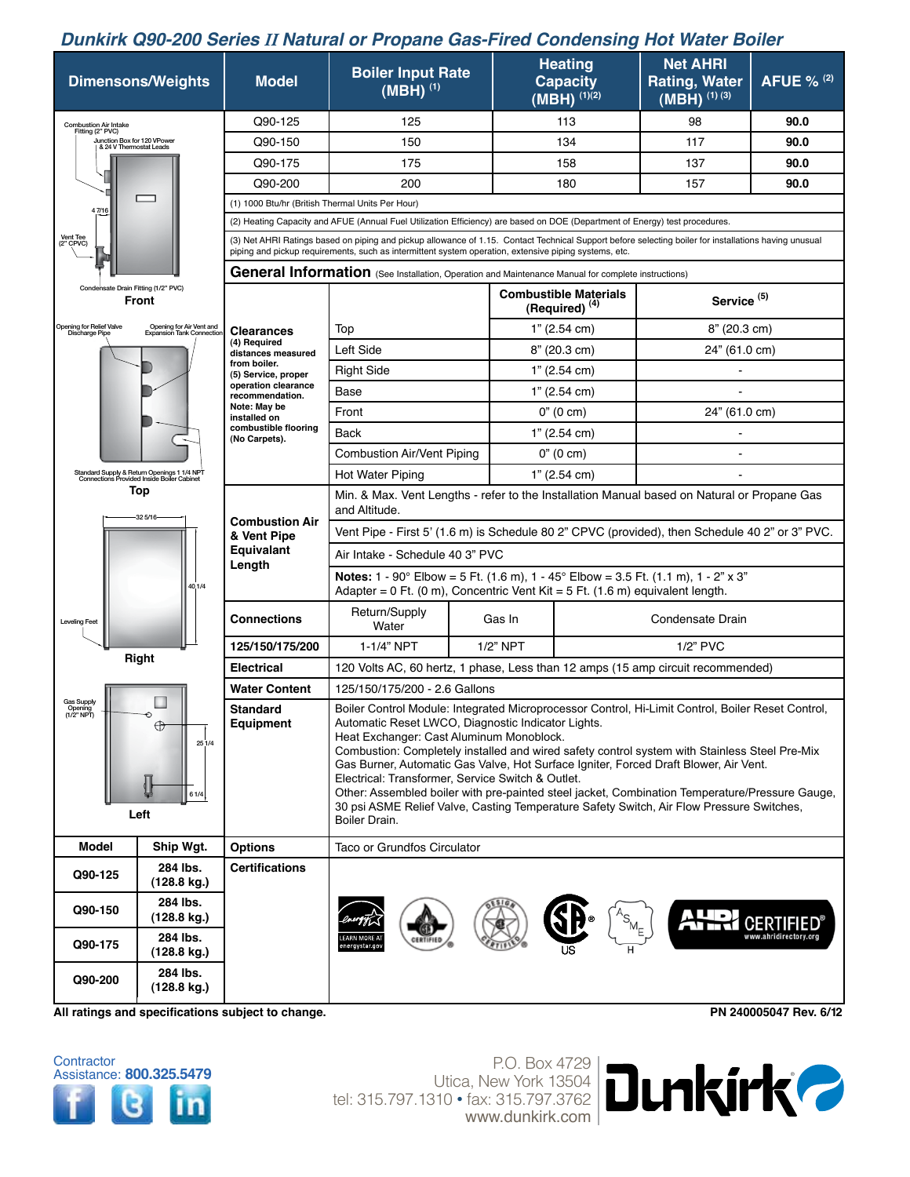# Dunkirk Q90-200 Series II Natural or Propane Gas-Fired Condensing Hot Water Boiler

| Model | Boiler Input Rate (MBH) (1) | Heating Capacity (MBH) (1)(2) | Net AHRI Rating, Water (MBH) (1) (3) | AFUE % (2) |
|---|---|---|---|---|
| Q90-125 | 125 | 113 | 98 | **90.0** |
| Q90-150 | 150 | 134 | 117 | **90.0** |
| Q90-175 | 175 | 158 | 137 | **90.0** |
| Q90-200 | 200 | 180 | 157 | **90.0** |

(1) 1000 Btu/hr (British Thermal Units Per Hour)

(2) Heating Capacity and AFUE (Annual Fuel Utilization Efficiency) are based on DOE (Department of Energy) test procedures.

(3) Net AHRI Ratings based on piping and pickup allowance of 1.15. Contact Technical Support before selecting boiler for installations having unusual piping and pickup requirements, such as intermittent system operation, extensive piping systems, etc.

## Dimensons/Weights

**Front:** Combustion Air Intake Fitting (2" PVC); Junction Box for 120 VPower & 24 V Thermostat Leads; 4 7/16; Vent Tee (2" CPVC); Condensate Drain Fitting (1/2" PVC)

**Top:** Opening for Relief Valve Discharge Pipe; Opening for Air Vent and Expansion Tank Connection; Standard Supply & Return Openings 1 1/4 NPT Connections Provided Inside Boiler Cabinet

**Right:** 32 5/16; 40 1/4; Leveling Feet

**Left:** Gas Supply Opening (1/2" NPT); 25 1/4; 6 1/4

| Model | Ship Wgt. |
|---|---|
| Q90-125 | 284 lbs. (128.8 kg.) |
| Q90-150 | 284 lbs. (128.8 kg.) |
| Q90-175 | 284 lbs. (128.8 kg.) |
| Q90-200 | 284 lbs. (128.8 kg.) |

## General Information (See Installation, Operation and Maintenance Manual for complete instructions)

**Clearances**
(4) Required distances measured from boiler.
(5) Service, proper operation clearance recommendation.
Note: May be installed on combustible flooring (No Carpets).

| | Combustible Materials (Required) (4) | Service (5) |
|---|---|---|
| Top | 1" (2.54 cm) | 8" (20.3 cm) |
| Left Side | 8" (20.3 cm) | 24" (61.0 cm) |
| Right Side | 1" (2.54 cm) | - |
| Base | 1" (2.54 cm) | - |
| Front | 0" (0 cm) | 24" (61.0 cm) |
| Back | 1" (2.54 cm) | - |
| Combustion Air/Vent Piping | 0" (0 cm) | - |
| Hot Water Piping | 1" (2.54 cm) | - |

**Combustion Air & Vent Pipe Equivalant Length**

- Min. & Max. Vent Lengths - refer to the Installation Manual based on Natural or Propane Gas and Altitude.
- Vent Pipe - First 5' (1.6 m) is Schedule 80 2" CPVC (provided), then Schedule 40 2" or 3" PVC.
- Air Intake - Schedule 40 3" PVC
- **Notes:** 1 - 90° Elbow = 5 Ft. (1.6 m), 1 - 45° Elbow = 3.5 Ft. (1.1 m), 1 - 2" x 3" Adapter = 0 Ft. (0 m), Concentric Vent Kit = 5 Ft. (1.6 m) equivalent length.

| Connections | Return/Supply Water | Gas In | Condensate Drain |
|---|---|---|---|
| 125/150/175/200 | 1-1/4" NPT | 1/2" NPT | 1/2" PVC |

**Electrical:** 120 Volts AC, 60 hertz, 1 phase, Less than 12 amps (15 amp circuit recommended)

**Water Content:** 125/150/175/200 - 2.6 Gallons

**Standard Equipment:**
Boiler Control Module: Integrated Microprocessor Control, Hi-Limit Control, Boiler Reset Control, Automatic Reset LWCO, Diagnostic Indicator Lights.
Heat Exchanger: Cast Aluminum Monoblock.
Combustion: Completely installed and wired safety control system with Stainless Steel Pre-Mix Gas Burner, Automatic Gas Valve, Hot Surface Igniter, Forced Draft Blower, Air Vent.
Electrical: Transformer, Service Switch & Outlet.
Other: Assembled boiler with pre-painted steel jacket, Combination Temperature/Pressure Gauge, 30 psi ASME Relief Valve, Casting Temperature Safety Switch, Air Flow Pressure Switches, Boiler Drain.

**Options:** Taco or Grundfos Circulator

**Certifications:** Energy Star (LEARN MORE AT energystar.gov), CERTIFIED, DESIGN CERTIFIED, CSA US, ASME H, AHRI CERTIFIED www.ahridirectory.org

**All ratings and specifications subject to change.**

**PN 240005047 Rev. 6/12**

Contractor Assistance: **800.325.5479**

P.O. Box 4729
Utica, New York 13504
tel: 315.797.1310 • fax: 315.797.3762
www.dunkirk.com

Dunkirk